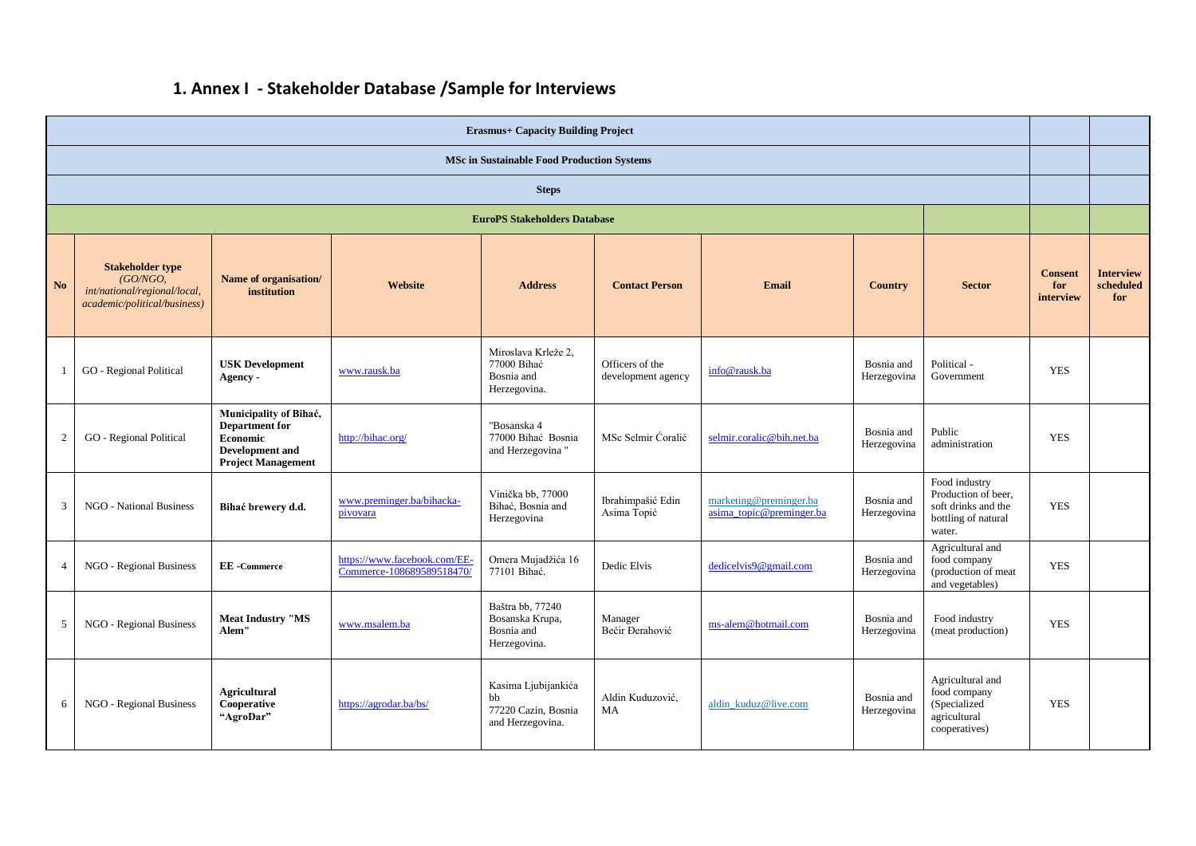# 1. Annex I - Stakeholder Database /Sample for Interviews

| Erasmus+ Capacity Building Project | | | | | | | | | | |
|---|---|---|---|---|---|---|---|---|---|---|
| MSc in Sustainable Food Production Systems | | | | | | | | | | |
| Steps | | | | | | | | | | |
| EuroPS Stakeholders Database | | | | | | | | | | |
| **No** | **Stakeholder type** *(GO/NGO, int/national/regional/local, academic/political/business)* | **Name of organisation/ institution** | **Website** | **Address** | **Contact Person** | **Email** | **Country** | **Sector** | **Consent for interview** | **Interview scheduled for** |
| 1 | GO - Regional Political | **USK Development Agency -** | www.rausk.ba | Miroslava Krleže 2, 77000 Bihać Bosnia and Herzegovina. | Officers of the development agency | info@rausk.ba | Bosnia and Herzegovina | Political - Government | YES | |
| 2 | GO - Regional Political | **Municipality of Bihać, Department for Economic Development and Project Management** | http://bihac.org/ | "Bosanska 4 77000 Bihać Bosnia and Herzegovina " | MSc Selmir Ćoralić | selmir.coralic@bih.net.ba | Bosnia and Herzegovina | Public administration | YES | |
| 3 | NGO - National Business | **Bihać brewery d.d.** | www.preminger.ba/bihacka-pivovara | Vinička bb, 77000 Bihać, Bosnia and Herzegovina | Ibrahimpašić Edin Asima Topić | marketing@preminger.ba asima_topic@preminger.ba | Bosnia and Herzegovina | Food industry Production of beer, soft drinks and the bottling of natural water. | YES | |
| 4 | NGO - Regional Business | **EE -Commerce** | https://www.facebook.com/EE-Commerce-108689589518470/ | Omera Mujadžića 16 77101 Bihać. | Dedic Elvis | dedicelvis9@gmail.com | Bosnia and Herzegovina | Agricultural and food company (production of meat and vegetables) | YES | |
| 5 | NGO - Regional Business | **Meat Industry "MS Alem"** | www.msalem.ba | Baštra bb, 77240 Bosanska Krupa, Bosnia and Herzegovina. | Manager Bećir Đerahović | ms-alem@hotmail.com | Bosnia and Herzegovina | Food industry (meat production) | YES | |
| 6 | NGO - Regional Business | **Agricultural Cooperative "AgroDar"** | https://agrodar.ba/bs/ | Kasima Ljubijankića bb 77220 Cazin, Bosnia and Herzegovina. | Aldin Kuduzović, MA | aldin_kuduz@live.com | Bosnia and Herzegovina | Agricultural and food company (Specialized agricultural cooperatives) | YES | |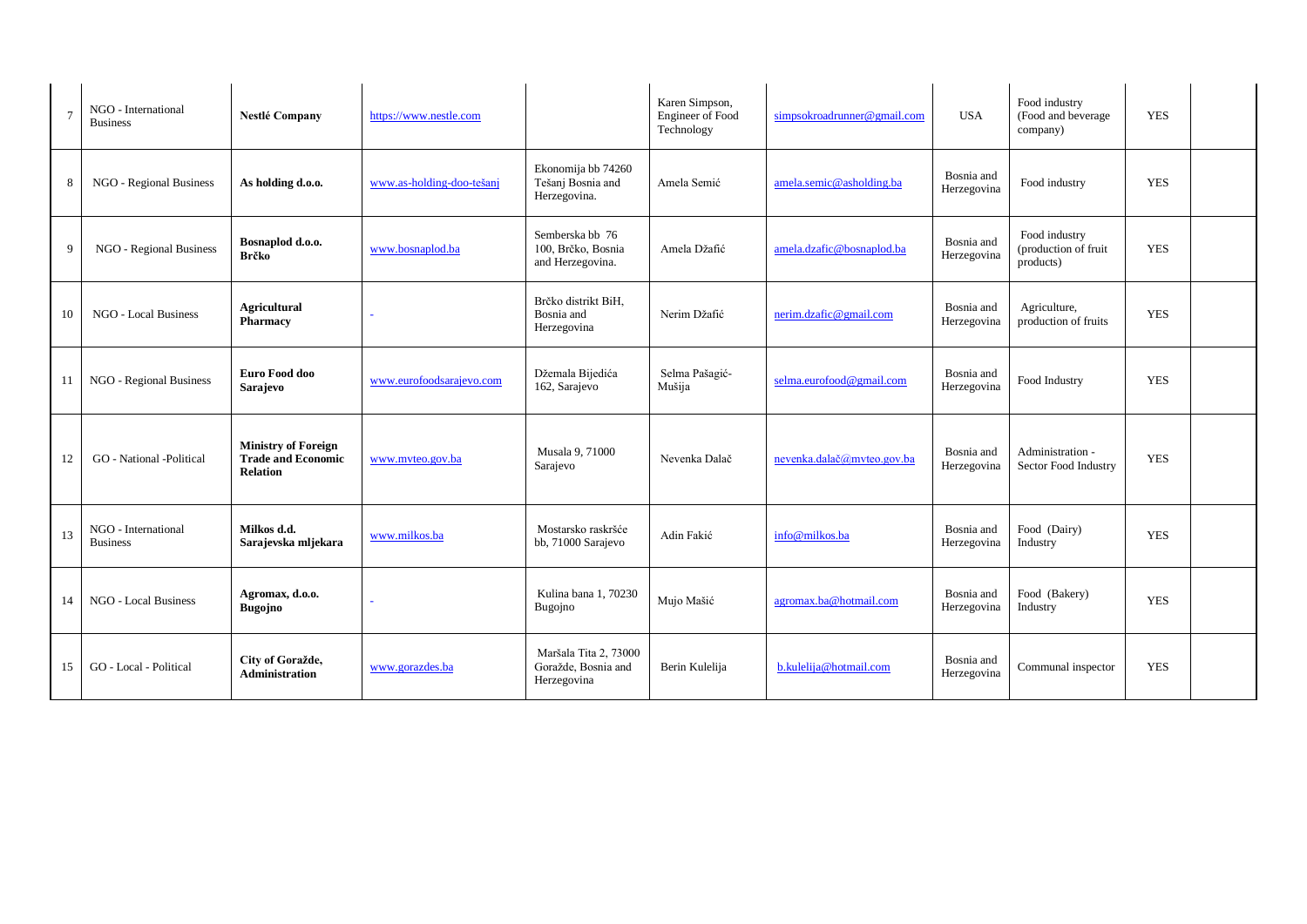| | | | | | | | | | | |
|---|---|---|---|---|---|---|---|---|---|---|
| 7 | NGO - International Business | **Nestlé Company** | https://www.nestle.com | | Karen Simpson, Engineer of Food Technology | simpsokroadrunner@gmail.com | USA | Food industry (Food and beverage company) | YES | |
| 8 | NGO - Regional Business | **As holding d.o.o.** | www.as-holding-doo-tešanj | Ekonomija bb 74260 Tešanj Bosnia and Herzegovina. | Amela Semić | amela.semic@asholding.ba | Bosnia and Herzegovina | Food industry | YES | |
| 9 | NGO - Regional Business | **Bosnaplod d.o.o. Brčko** | www.bosnaplod.ba | Semberska bb 76 100, Brčko, Bosnia and Herzegovina. | Amela Džafić | amela.dzafic@bosnaplod.ba | Bosnia and Herzegovina | Food industry (production of fruit products) | YES | |
| 10 | NGO - Local Business | **Agricultural Pharmacy** | - | Brčko distrikt BiH, Bosnia and Herzegovina | Nerim Džafić | nerim.dzafic@gmail.com | Bosnia and Herzegovina | Agriculture, production of fruits | YES | |
| 11 | NGO - Regional Business | **Euro Food doo Sarajevo** | www.eurofoodsarajevo.com | Džemala Bijedića 162, Sarajevo | Selma Pašagić-Mušija | selma.eurofood@gmail.com | Bosnia and Herzegovina | Food Industry | YES | |
| 12 | GO - National -Political | **Ministry of Foreign Trade and Economic Relation** | www.mvteo.gov.ba | Musala 9, 71000 Sarajevo | Nevenka Dalač | nevenka.dalač@mvteo.gov.ba | Bosnia and Herzegovina | Administration - Sector Food Industry | YES | |
| 13 | NGO - International Business | **Milkos d.d. Sarajevska mljekara** | www.milkos.ba | Mostarsko raskršće bb, 71000 Sarajevo | Adin Fakić | info@milkos.ba | Bosnia and Herzegovina | Food (Dairy) Industry | YES | |
| 14 | NGO - Local Business | **Agromax, d.o.o. Bugojno** | - | Kulina bana 1, 70230 Bugojno | Mujo Mašić | agromax.ba@hotmail.com | Bosnia and Herzegovina | Food (Bakery) Industry | YES | |
| 15 | GO - Local - Political | **City of Goražde, Administration** | www.gorazdes.ba | Maršala Tita 2, 73000 Goražde, Bosnia and Herzegovina | Berin Kulelija | b.kulelija@hotmail.com | Bosnia and Herzegovina | Communal inspector | YES | |